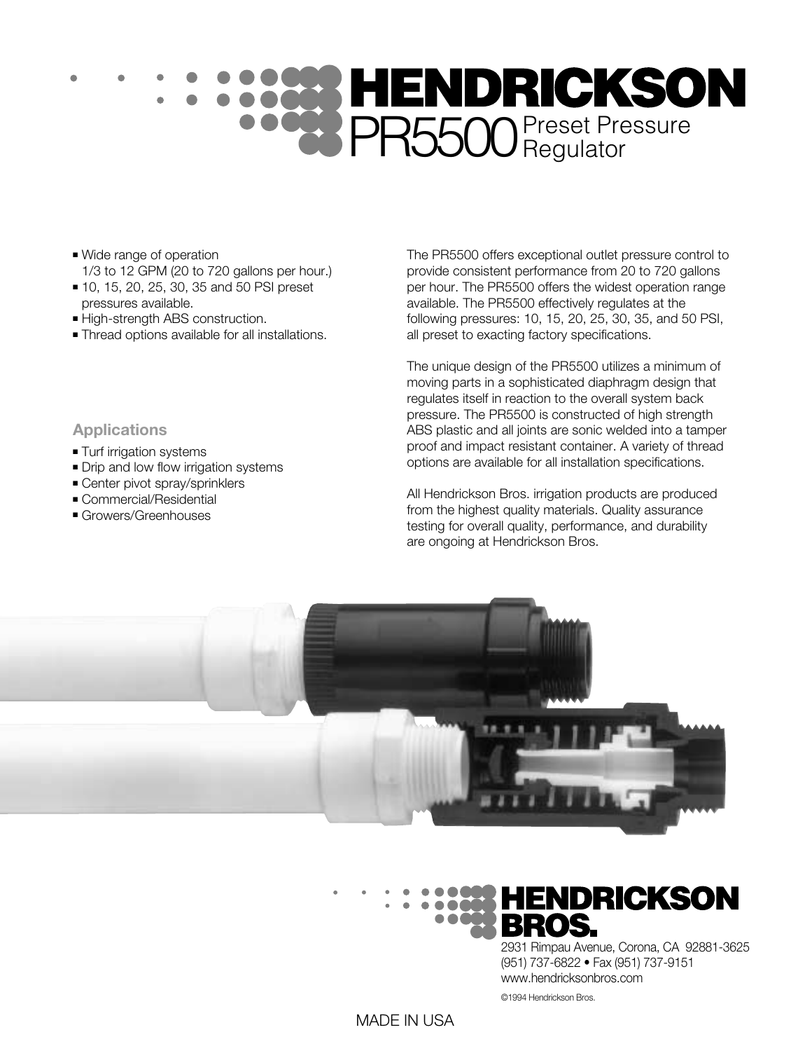# HENDRICKSON

## PR5500 Preset Pressure Regulator

- Wide range of operation 1/3 to 12 GPM (20 to 720 gallons per hour.)
- 10, 15, 20, 25, 30, 35 and 50 PSI preset pressures available.
- High-strength ABS construction.
- Thread options available for all installations.

### Applications

- Turf irrigation systems
- Drip and low flow irrigation systems
- Center pivot spray/sprinklers
- Commercial/Residential
- Growers/Greenhouses

The PR5500 offers exceptional outlet pressure control to provide consistent performance from 20 to 720 gallons per hour. The PR5500 offers the widest operation range available. The PR5500 effectively regulates at the following pressures: 10, 15, 20, 25, 30, 35, and 50 PSI, all preset to exacting factory specifications.

The unique design of the PR5500 utilizes a minimum of moving parts in a sophisticated diaphragm design that regulates itself in reaction to the overall system back pressure. The PR5500 is constructed of high strength ABS plastic and all joints are sonic welded into a tamper proof and impact resistant container. A variety of thread options are available for all installation specifications.

All Hendrickson Bros. irrigation products are produced from the highest quality materials. Quality assurance testing for overall quality, performance, and durability are ongoing at Hendrickson Bros.

**HENDRICKSON BROS.**

2931 Rimpau Avenue, Corona, CA 92881-3625
(951) 737-6822 • Fax (951) 737-9151
www.hendricksonbros.com

©1994 Hendrickson Bros.

MADE IN USA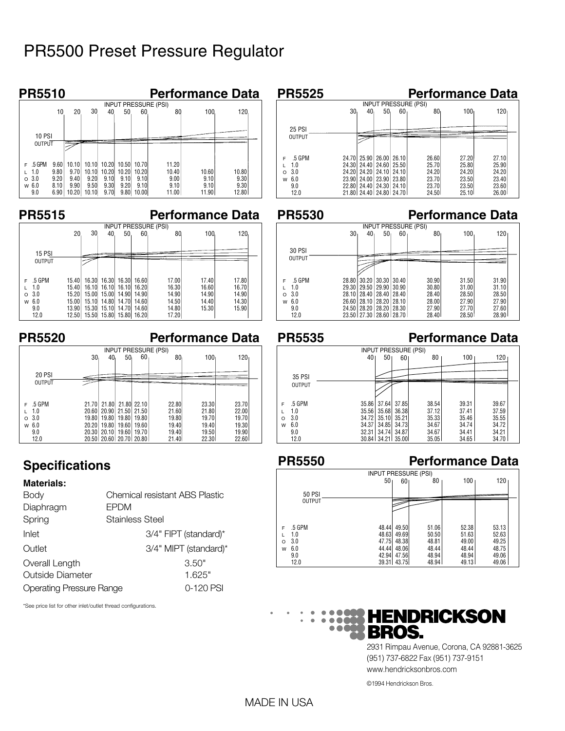# PR5500 Preset Pressure Regulator

## PR5510 Performance Data

INPUT PRESSURE (PSI)

10 PSI OUTPUT

| FLOW | 10 | 20 | 30 | 40 | 50 | 60 | 80 | 100 | 120 |
|---|---|---|---|---|---|---|---|---|---|
| .5 GPM | 9.60 | 10.10 | 10.10 | 10.20 | 10.50 | 10.70 | 11.20 | | |
| 1.0 | 9.80 | 9.70 | 10.10 | 10.20 | 10.20 | 10.20 | 10.40 | 10.60 | 10.80 |
| 3.0 | 9.20 | 9.40 | 9.20 | 9.10 | 9.10 | 9.10 | 9.00 | 9.10 | 9.30 |
| 6.0 | 8.10 | 9.90 | 9.50 | 9.30 | 9.20 | 9.10 | 9.10 | 9.10 | 9.30 |
| 9.0 | 6.90 | 10.20 | 10.10 | 9.70 | 9.80 | 10.00 | 11.00 | 11.90 | 12.80 |

## PR5515 Performance Data

INPUT PRESSURE (PSI)

15 PSI OUTPUT

| FLOW | 20 | 30 | 40 | 50 | 60 | 80 | 100 | 120 |
|---|---|---|---|---|---|---|---|---|
| .5 GPM | 15.40 | 16.30 | 16.30 | 16.30 | 16.60 | 17.00 | 17.40 | 17.80 |
| 1.0 | 15.40 | 16.10 | 16.10 | 16.10 | 16.20 | 16.30 | 16.60 | 16.70 |
| 3.0 | 15.20 | 15.00 | 15.00 | 14.90 | 14.90 | 14.90 | 14.90 | 14.90 |
| 6.0 | 15.00 | 15.10 | 14.80 | 14.70 | 14.60 | 14.50 | 14.40 | 14.30 |
| 9.0 | 13.90 | 15.30 | 15.10 | 14.70 | 14.60 | 14.80 | 15.30 | 15.90 |
| 12.0 | 12.50 | 15.50 | 15.80 | 15.80 | 16.20 | 17.20 | | |

## PR5520 Performance Data

INPUT PRESSURE (PSI)

20 PSI OUTPUT

| FLOW | 30 | 40 | 50 | 60 | 80 | 100 | 120 |
|---|---|---|---|---|---|---|---|
| .5 GPM | 21.70 | 21.80 | 21.80 | 22.10 | 22.80 | 23.30 | 23.70 |
| 1.0 | 20.60 | 20.90 | 21.50 | 21.50 | 21.60 | 21.80 | 22.00 |
| 3.0 | 19.80 | 19.80 | 19.80 | 19.80 | 19.80 | 19.70 | 19.70 |
| 6.0 | 20.20 | 19.80 | 19.60 | 19.60 | 19.40 | 19.40 | 19.30 |
| 9.0 | 20.30 | 20.10 | 19.60 | 19.70 | 19.40 | 19.50 | 19.90 |
| 12.0 | 20.50 | 20.60 | 20.70 | 20.80 | 21.40 | 22.30 | 22.60 |

## PR5525 Performance Data

INPUT PRESSURE (PSI)

25 PSI OUTPUT

| FLOW | 30 | 40 | 50 | 60 | 80 | 100 | 120 |
|---|---|---|---|---|---|---|---|
| .5 GPM | 24.70 | 25.90 | 26.00 | 26.10 | 26.60 | 27.20 | 27.10 |
| 1.0 | 24.30 | 24.40 | 24.60 | 25.50 | 25.70 | 25.80 | 25.90 |
| 3.0 | 24.20 | 24.20 | 24.10 | 24.10 | 24.20 | 24.20 | 24.20 |
| 6.0 | 23.90 | 24.00 | 23.90 | 23.80 | 23.70 | 23.50 | 23.40 |
| 9.0 | 22.80 | 24.40 | 24.30 | 24.10 | 23.70 | 23.50 | 23.60 |
| 12.0 | 21.80 | 24.40 | 24.80 | 24.70 | 24.50 | 25.10 | 26.00 |

## PR5530 Performance Data

INPUT PRESSURE (PSI)

30 PSI OUTPUT

| FLOW | 30 | 40 | 50 | 60 | 80 | 100 | 120 |
|---|---|---|---|---|---|---|---|
| .5 GPM | 28.80 | 30.20 | 30.30 | 30.40 | 30.90 | 31.50 | 31.90 |
| 1.0 | 29.30 | 29.50 | 29.90 | 30.90 | 30.80 | 31.00 | 31.10 |
| 3.0 | 28.10 | 28.40 | 28.40 | 28.40 | 28.40 | 28.50 | 28.50 |
| 6.0 | 26.60 | 28.10 | 28.20 | 28.10 | 28.00 | 27.90 | 27.90 |
| 9.0 | 24.50 | 28.20 | 28.20 | 28.30 | 27.90 | 27.70 | 27.60 |
| 12.0 | 23.50 | 27.30 | 28.60 | 28.70 | 28.40 | 28.50 | 28.90 |

## PR5535 Performance Data

INPUT PRESSURE (PSI)

35 PSI OUTPUT

| FLOW | 40 | 50 | 60 | 80 | 100 | 120 |
|---|---|---|---|---|---|---|
| .5 GPM | 35.86 | 37.64 | 37.85 | 38.54 | 39.31 | 39.67 |
| 1.0 | 35.56 | 35.68 | 36.38 | 37.12 | 37.41 | 37.59 |
| 3.0 | 34.72 | 35.10 | 35.21 | 35.33 | 35.46 | 35.55 |
| 6.0 | 34.37 | 34.85 | 34.73 | 34.67 | 34.74 | 34.72 |
| 9.0 | 32.31 | 34.74 | 34.87 | 34.67 | 34.41 | 34.21 |
| 12.0 | 30.84 | 34.21 | 35.00 | 35.05 | 34.65 | 34.70 |

## PR5550 Performance Data

INPUT PRESSURE (PSI)

50 PSI OUTPUT

| FLOW | 50 | 60 | 80 | 100 | 120 |
|---|---|---|---|---|---|
| .5 GPM | 48.44 | 49.50 | 51.06 | 52.38 | 53.13 |
| 1.0 | 48.63 | 49.69 | 50.50 | 51.63 | 52.63 |
| 3.0 | 47.75 | 48.38 | 48.81 | 49.00 | 49.25 |
| 6.0 | 44.44 | 48.06 | 48.44 | 48.44 | 48.75 |
| 9.0 | 42.94 | 47.56 | 48.94 | 48.94 | 49.06 |
| 12.0 | 39.31 | 43.75 | 48.94 | 49.13 | 49.06 |

## Specifications

**Materials:**

| | |
|---|---|
| Body | Chemical resistant ABS Plastic |
| Diaphragm | EPDM |
| Spring | Stainless Steel |
| Inlet | 3/4" FIPT (standard)* |
| Outlet | 3/4" MIPT (standard)* |
| Overall Length | 3.50" |
| Outside Diameter | 1.625" |
| Operating Pressure Range | 0-120 PSI |

*See price list for other inlet/outlet thread configurations.

**HENDRICKSON BROS.**

2931 Rimpau Avenue, Corona, CA 92881-3625
(951) 737-6822 Fax (951) 737-9151
www.hendricksonbros.com

©1994 Hendrickson Bros.

MADE IN USA